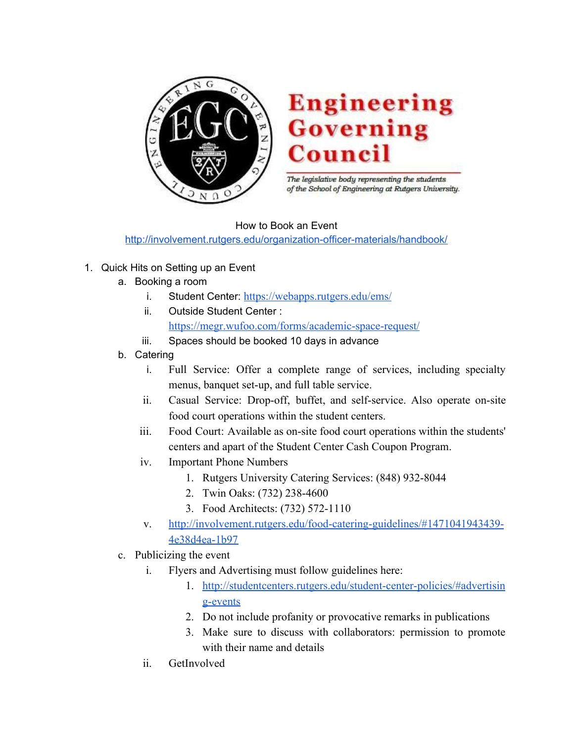# Engineering Governing Council

*The legislative body representing the students of the School of Engineering at Rutgers University.*

## How to Book an Event

http://involvement.rutgers.edu/organization-officer-materials/handbook/

1. Quick Hits on Setting up an Event
   a. Booking a room
      i. Student Center: https://webapps.rutgers.edu/ems/
      ii. Outside Student Center : https://megr.wufoo.com/forms/academic-space-request/
      iii. Spaces should be booked 10 days in advance
   b. Catering
      i. Full Service: Offer a complete range of services, including specialty menus, banquet set-up, and full table service.
      ii. Casual Service: Drop-off, buffet, and self-service. Also operate on-site food court operations within the student centers.
      iii. Food Court: Available as on-site food court operations within the students' centers and apart of the Student Center Cash Coupon Program.
      iv. Important Phone Numbers
         1. Rutgers University Catering Services: (848) 932-8044
         2. Twin Oaks: (732) 238-4600
         3. Food Architects: (732) 572-1110
      v. http://involvement.rutgers.edu/food-catering-guidelines/#1471041943439-4e38d4ea-1b97
   c. Publicizing the event
      i. Flyers and Advertising must follow guidelines here:
         1. http://studentcenters.rutgers.edu/student-center-policies/#advertising-events
         2. Do not include profanity or provocative remarks in publications
         3. Make sure to discuss with collaborators: permission to promote with their name and details
      ii. GetInvolved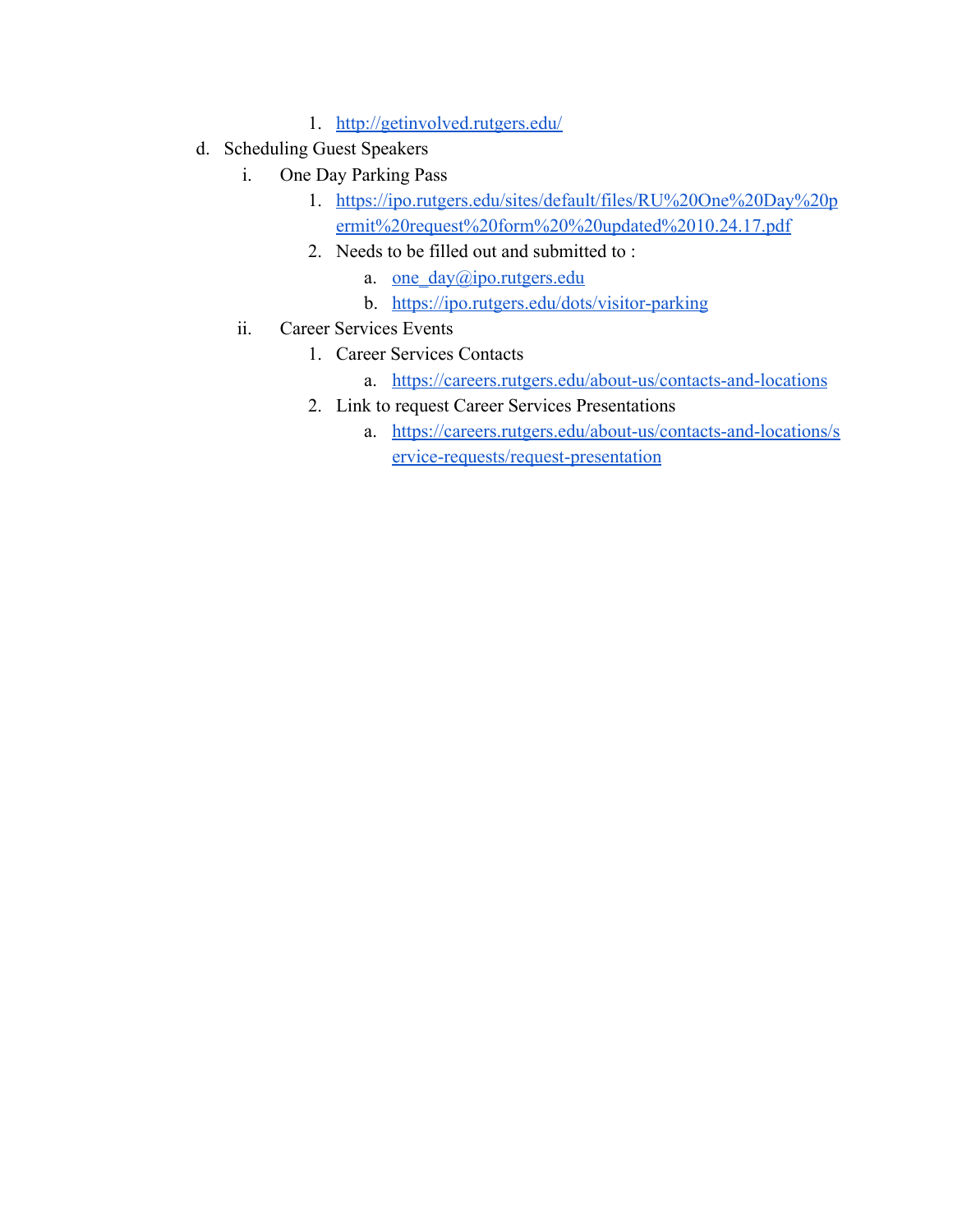1. http://getinvolved.rutgers.edu/

d. Scheduling Guest Speakers
    i. One Day Parking Pass
        1. https://ipo.rutgers.edu/sites/default/files/RU%20One%20Day%20permit%20request%20form%20%20updated%2010.24.17.pdf
        2. Needs to be filled out and submitted to :
            a. one_day@ipo.rutgers.edu
            b. https://ipo.rutgers.edu/dots/visitor-parking
    ii. Career Services Events
        1. Career Services Contacts
            a. https://careers.rutgers.edu/about-us/contacts-and-locations
        2. Link to request Career Services Presentations
            a. https://careers.rutgers.edu/about-us/contacts-and-locations/service-requests/request-presentation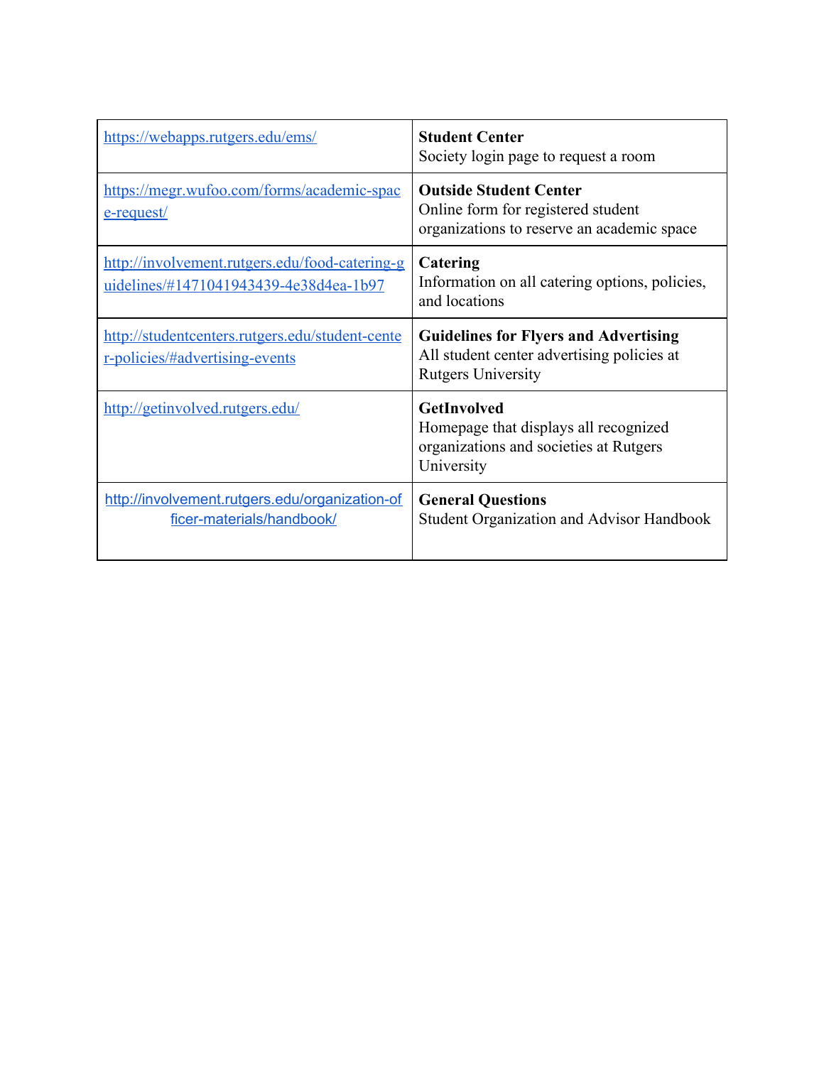| | |
|---|---|
| https://webapps.rutgers.edu/ems/ | **Student Center**<br>Society login page to request a room |
| https://megr.wufoo.com/forms/academic-space-request/ | **Outside Student Center**<br>Online form for registered student organizations to reserve an academic space |
| http://involvement.rutgers.edu/food-catering-guidelines/#1471041943439-4e38d4ea-1b97 | **Catering**<br>Information on all catering options, policies, and locations |
| http://studentcenters.rutgers.edu/student-center-policies/#advertising-events | **Guidelines for Flyers and Advertising**<br>All student center advertising policies at Rutgers University |
| http://getinvolved.rutgers.edu/ | **GetInvolved**<br>Homepage that displays all recognized organizations and societies at Rutgers University |
| http://involvement.rutgers.edu/organization-officer-materials/handbook/ | **General Questions**<br>Student Organization and Advisor Handbook |